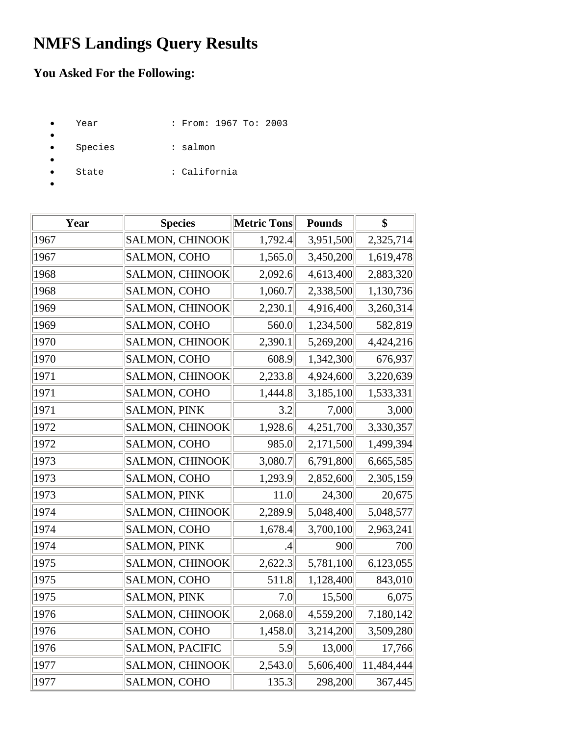# NMFS Landings Query Results

## You Asked For the Following:

- Year : From: 1967 To: 2003
- 
- Species : salmon
- 
- State : California
- 

| Year | Species | Metric Tons | Pounds | $ |
|---|---|---|---|---|
| 1967 | SALMON, CHINOOK | 1,792.4 | 3,951,500 | 2,325,714 |
| 1967 | SALMON, COHO | 1,565.0 | 3,450,200 | 1,619,478 |
| 1968 | SALMON, CHINOOK | 2,092.6 | 4,613,400 | 2,883,320 |
| 1968 | SALMON, COHO | 1,060.7 | 2,338,500 | 1,130,736 |
| 1969 | SALMON, CHINOOK | 2,230.1 | 4,916,400 | 3,260,314 |
| 1969 | SALMON, COHO | 560.0 | 1,234,500 | 582,819 |
| 1970 | SALMON, CHINOOK | 2,390.1 | 5,269,200 | 4,424,216 |
| 1970 | SALMON, COHO | 608.9 | 1,342,300 | 676,937 |
| 1971 | SALMON, CHINOOK | 2,233.8 | 4,924,600 | 3,220,639 |
| 1971 | SALMON, COHO | 1,444.8 | 3,185,100 | 1,533,331 |
| 1971 | SALMON, PINK | 3.2 | 7,000 | 3,000 |
| 1972 | SALMON, CHINOOK | 1,928.6 | 4,251,700 | 3,330,357 |
| 1972 | SALMON, COHO | 985.0 | 2,171,500 | 1,499,394 |
| 1973 | SALMON, CHINOOK | 3,080.7 | 6,791,800 | 6,665,585 |
| 1973 | SALMON, COHO | 1,293.9 | 2,852,600 | 2,305,159 |
| 1973 | SALMON, PINK | 11.0 | 24,300 | 20,675 |
| 1974 | SALMON, CHINOOK | 2,289.9 | 5,048,400 | 5,048,577 |
| 1974 | SALMON, COHO | 1,678.4 | 3,700,100 | 2,963,241 |
| 1974 | SALMON, PINK | .4 | 900 | 700 |
| 1975 | SALMON, CHINOOK | 2,622.3 | 5,781,100 | 6,123,055 |
| 1975 | SALMON, COHO | 511.8 | 1,128,400 | 843,010 |
| 1975 | SALMON, PINK | 7.0 | 15,500 | 6,075 |
| 1976 | SALMON, CHINOOK | 2,068.0 | 4,559,200 | 7,180,142 |
| 1976 | SALMON, COHO | 1,458.0 | 3,214,200 | 3,509,280 |
| 1976 | SALMON, PACIFIC | 5.9 | 13,000 | 17,766 |
| 1977 | SALMON, CHINOOK | 2,543.0 | 5,606,400 | 11,484,444 |
| 1977 | SALMON, COHO | 135.3 | 298,200 | 367,445 |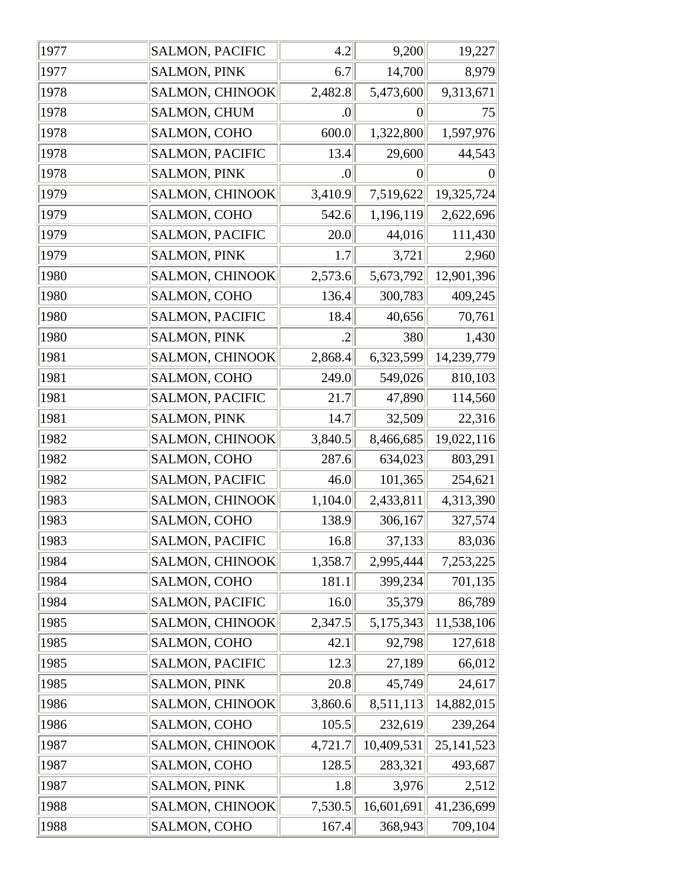| | | | | |
|---|---|---|---|---|
| 1977 | SALMON, PACIFIC | 4.2 | 9,200 | 19,227 |
| 1977 | SALMON, PINK | 6.7 | 14,700 | 8,979 |
| 1978 | SALMON, CHINOOK | 2,482.8 | 5,473,600 | 9,313,671 |
| 1978 | SALMON, CHUM | .0 | 0 | 75 |
| 1978 | SALMON, COHO | 600.0 | 1,322,800 | 1,597,976 |
| 1978 | SALMON, PACIFIC | 13.4 | 29,600 | 44,543 |
| 1978 | SALMON, PINK | .0 | 0 | 0 |
| 1979 | SALMON, CHINOOK | 3,410.9 | 7,519,622 | 19,325,724 |
| 1979 | SALMON, COHO | 542.6 | 1,196,119 | 2,622,696 |
| 1979 | SALMON, PACIFIC | 20.0 | 44,016 | 111,430 |
| 1979 | SALMON, PINK | 1.7 | 3,721 | 2,960 |
| 1980 | SALMON, CHINOOK | 2,573.6 | 5,673,792 | 12,901,396 |
| 1980 | SALMON, COHO | 136.4 | 300,783 | 409,245 |
| 1980 | SALMON, PACIFIC | 18.4 | 40,656 | 70,761 |
| 1980 | SALMON, PINK | .2 | 380 | 1,430 |
| 1981 | SALMON, CHINOOK | 2,868.4 | 6,323,599 | 14,239,779 |
| 1981 | SALMON, COHO | 249.0 | 549,026 | 810,103 |
| 1981 | SALMON, PACIFIC | 21.7 | 47,890 | 114,560 |
| 1981 | SALMON, PINK | 14.7 | 32,509 | 22,316 |
| 1982 | SALMON, CHINOOK | 3,840.5 | 8,466,685 | 19,022,116 |
| 1982 | SALMON, COHO | 287.6 | 634,023 | 803,291 |
| 1982 | SALMON, PACIFIC | 46.0 | 101,365 | 254,621 |
| 1983 | SALMON, CHINOOK | 1,104.0 | 2,433,811 | 4,313,390 |
| 1983 | SALMON, COHO | 138.9 | 306,167 | 327,574 |
| 1983 | SALMON, PACIFIC | 16.8 | 37,133 | 83,036 |
| 1984 | SALMON, CHINOOK | 1,358.7 | 2,995,444 | 7,253,225 |
| 1984 | SALMON, COHO | 181.1 | 399,234 | 701,135 |
| 1984 | SALMON, PACIFIC | 16.0 | 35,379 | 86,789 |
| 1985 | SALMON, CHINOOK | 2,347.5 | 5,175,343 | 11,538,106 |
| 1985 | SALMON, COHO | 42.1 | 92,798 | 127,618 |
| 1985 | SALMON, PACIFIC | 12.3 | 27,189 | 66,012 |
| 1985 | SALMON, PINK | 20.8 | 45,749 | 24,617 |
| 1986 | SALMON, CHINOOK | 3,860.6 | 8,511,113 | 14,882,015 |
| 1986 | SALMON, COHO | 105.5 | 232,619 | 239,264 |
| 1987 | SALMON, CHINOOK | 4,721.7 | 10,409,531 | 25,141,523 |
| 1987 | SALMON, COHO | 128.5 | 283,321 | 493,687 |
| 1987 | SALMON, PINK | 1.8 | 3,976 | 2,512 |
| 1988 | SALMON, CHINOOK | 7,530.5 | 16,601,691 | 41,236,699 |
| 1988 | SALMON, COHO | 167.4 | 368,943 | 709,104 |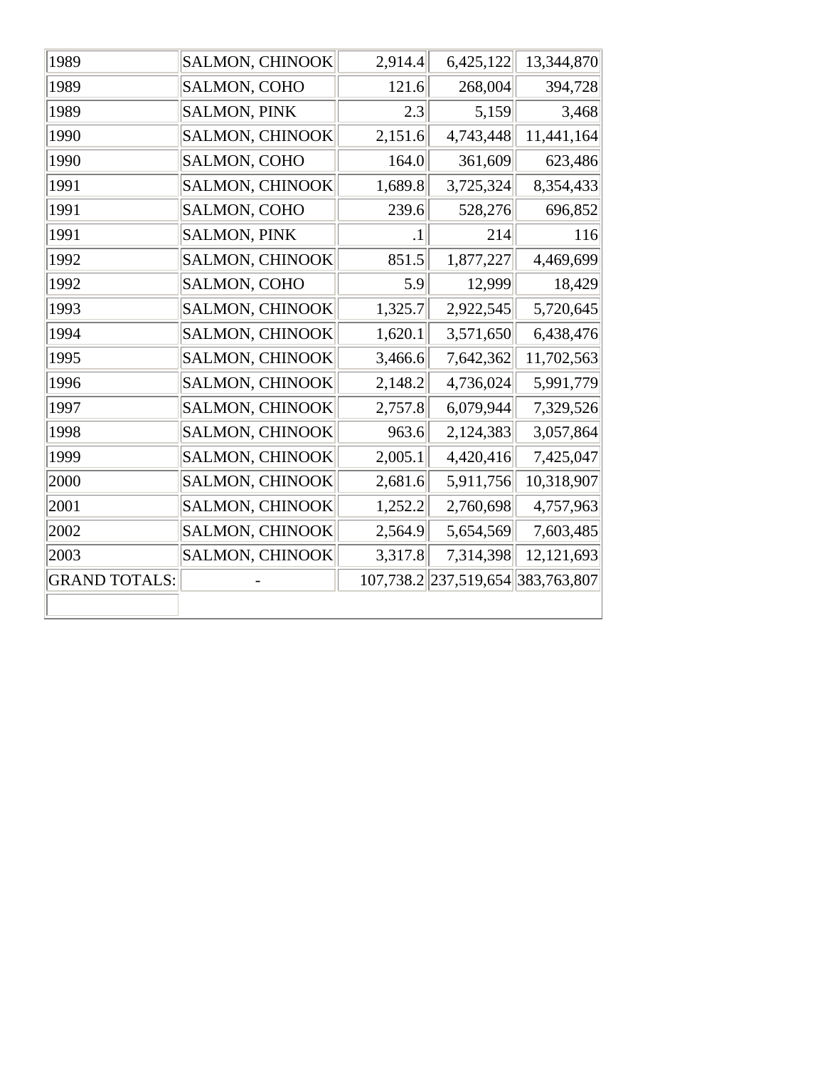| | | | | |
|---|---|---|---|---|
| 1989 | SALMON, CHINOOK | 2,914.4 | 6,425,122 | 13,344,870 |
| 1989 | SALMON, COHO | 121.6 | 268,004 | 394,728 |
| 1989 | SALMON, PINK | 2.3 | 5,159 | 3,468 |
| 1990 | SALMON, CHINOOK | 2,151.6 | 4,743,448 | 11,441,164 |
| 1990 | SALMON, COHO | 164.0 | 361,609 | 623,486 |
| 1991 | SALMON, CHINOOK | 1,689.8 | 3,725,324 | 8,354,433 |
| 1991 | SALMON, COHO | 239.6 | 528,276 | 696,852 |
| 1991 | SALMON, PINK | .1 | 214 | 116 |
| 1992 | SALMON, CHINOOK | 851.5 | 1,877,227 | 4,469,699 |
| 1992 | SALMON, COHO | 5.9 | 12,999 | 18,429 |
| 1993 | SALMON, CHINOOK | 1,325.7 | 2,922,545 | 5,720,645 |
| 1994 | SALMON, CHINOOK | 1,620.1 | 3,571,650 | 6,438,476 |
| 1995 | SALMON, CHINOOK | 3,466.6 | 7,642,362 | 11,702,563 |
| 1996 | SALMON, CHINOOK | 2,148.2 | 4,736,024 | 5,991,779 |
| 1997 | SALMON, CHINOOK | 2,757.8 | 6,079,944 | 7,329,526 |
| 1998 | SALMON, CHINOOK | 963.6 | 2,124,383 | 3,057,864 |
| 1999 | SALMON, CHINOOK | 2,005.1 | 4,420,416 | 7,425,047 |
| 2000 | SALMON, CHINOOK | 2,681.6 | 5,911,756 | 10,318,907 |
| 2001 | SALMON, CHINOOK | 1,252.2 | 2,760,698 | 4,757,963 |
| 2002 | SALMON, CHINOOK | 2,564.9 | 5,654,569 | 7,603,485 |
| 2003 | SALMON, CHINOOK | 3,317.8 | 7,314,398 | 12,121,693 |
| GRAND TOTALS: | - | 107,738.2 | 237,519,654 | 383,763,807 |